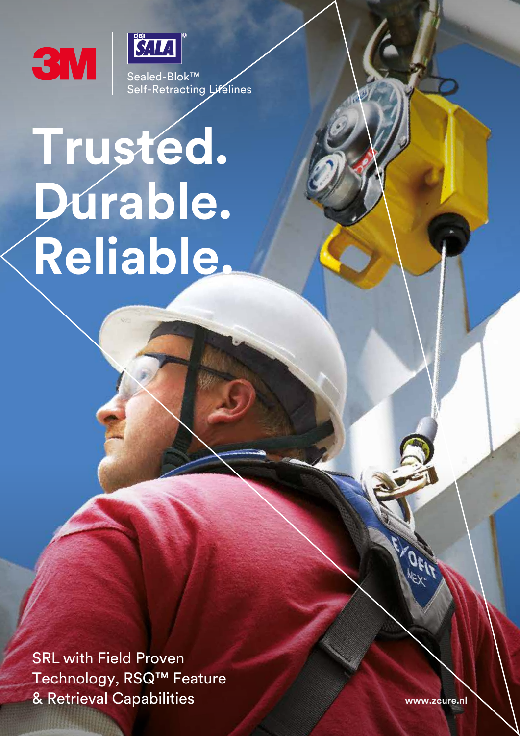3M | DBI SALA®

Sealed-Blok™
Self-Retracting Lifelines

# Trusted. Durable. Reliable.

SRL with Field Proven Technology, RSQ™ Feature & Retrieval Capabilities

www.zcure.nl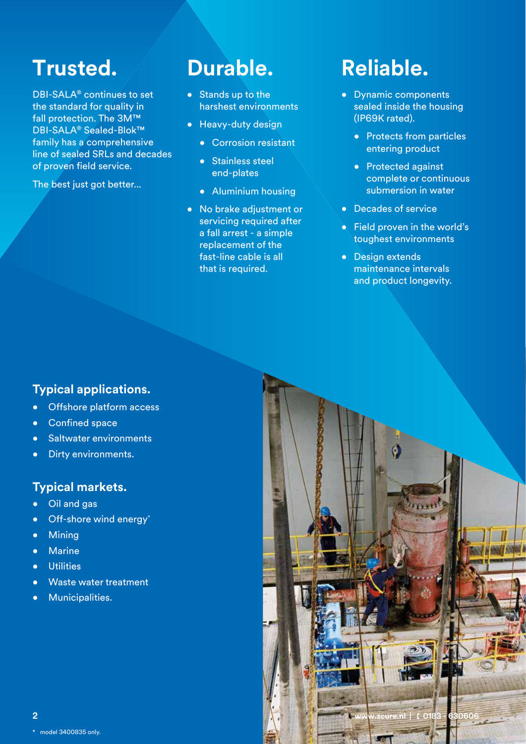# Trusted.

DBI-SALA® continues to set the standard for quality in fall protection. The 3M™ DBI-SALA® Sealed-Blok™ family has a comprehensive line of sealed SRLs and decades of proven field service.

The best just got better...

# Durable.

- Stands up to the harshest environments
- Heavy-duty design
  - Corrosion resistant
  - Stainless steel end-plates
  - Aluminium housing
- No brake adjustment or servicing required after a fall arrest - a simple replacement of the fast-line cable is all that is required.

# Reliable.

- Dynamic components sealed inside the housing (IP69K rated).
  - Protects from particles entering product
  - Protected against complete or continuous submersion in water
- Decades of service
- Field proven in the world's toughest environments
- Design extends maintenance intervals and product longevity.

## Typical applications.

- Offshore platform access
- Confined space
- Saltwater environments
- Dirty environments.

## Typical markets.

- Oil and gas
- Off-shore wind energy*
- Mining
- Marine
- Utilities
- Waste water treatment
- Municipalities.

www.zcure.nl | 0183 - 630606

\* model 3400835 only.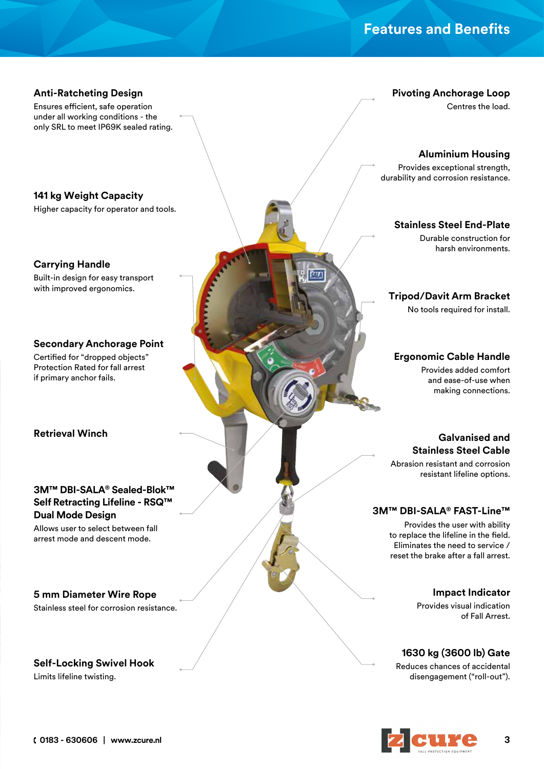# Features and Benefits

**Anti-Ratcheting Design**
Ensures efficient, safe operation under all working conditions - the only SRL to meet IP69K sealed rating.

**141 kg Weight Capacity**
Higher capacity for operator and tools.

**Carrying Handle**
Built-in design for easy transport with improved ergonomics.

**Secondary Anchorage Point**
Certified for "dropped objects" Protection Rated for fall arrest if primary anchor fails.

**Retrieval Winch**

**3M™ DBI-SALA® Sealed-Blok™ Self Retracting Lifeline - RSQ™ Dual Mode Design**
Allows user to select between fall arrest mode and descent mode.

**5 mm Diameter Wire Rope**
Stainless steel for corrosion resistance.

**Self-Locking Swivel Hook**
Limits lifeline twisting.

**Pivoting Anchorage Loop**
Centres the load.

**Aluminium Housing**
Provides exceptional strength, durability and corrosion resistance.

**Stainless Steel End-Plate**
Durable construction for harsh environments.

**Tripod/Davit Arm Bracket**
No tools required for install.

**Ergonomic Cable Handle**
Provides added comfort and ease-of-use when making connections.

**Galvanised and Stainless Steel Cable**
Abrasion resistant and corrosion resistant lifeline options.

**3M™ DBI-SALA® FAST-Line™**
Provides the user with ability to replace the lifeline in the field. Eliminates the need to service / reset the brake after a fall arrest.

**Impact Indicator**
Provides visual indication of Fall Arrest.

**1630 kg (3600 lb) Gate**
Reduces chances of accidental disengagement ("roll-out").

0183 - 630606 | www.zcure.nl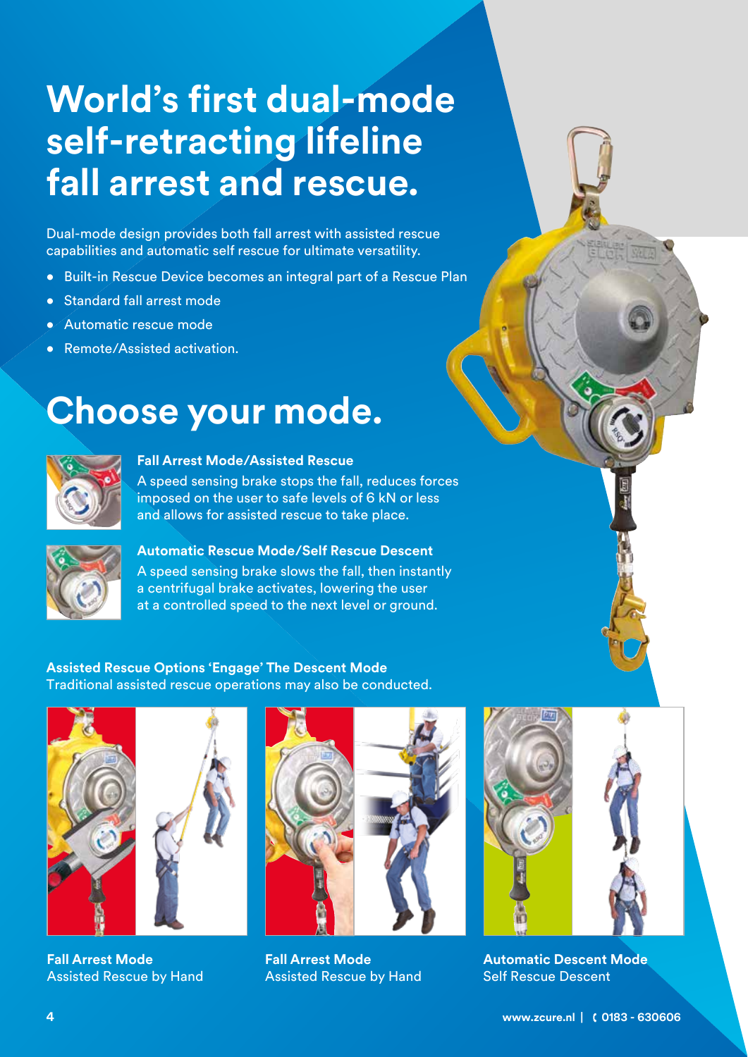# World's first dual-mode self-retracting lifeline fall arrest and rescue.

Dual-mode design provides both fall arrest with assisted rescue capabilities and automatic self rescue for ultimate versatility.

- Built-in Rescue Device becomes an integral part of a Rescue Plan
- Standard fall arrest mode
- Automatic rescue mode
- Remote/Assisted activation.

# Choose your mode.

**Fall Arrest Mode/Assisted Rescue**
A speed sensing brake stops the fall, reduces forces imposed on the user to safe levels of 6 kN or less and allows for assisted rescue to take place.

**Automatic Rescue Mode/Self Rescue Descent**
A speed sensing brake slows the fall, then instantly a centrifugal brake activates, lowering the user at a controlled speed to the next level or ground.

**Assisted Rescue Options 'Engage' The Descent Mode**
Traditional assisted rescue operations may also be conducted.

**Fall Arrest Mode**
Assisted Rescue by Hand

**Fall Arrest Mode**
Assisted Rescue by Hand

**Automatic Descent Mode**
Self Rescue Descent

www.zcure.nl | 0183 - 630606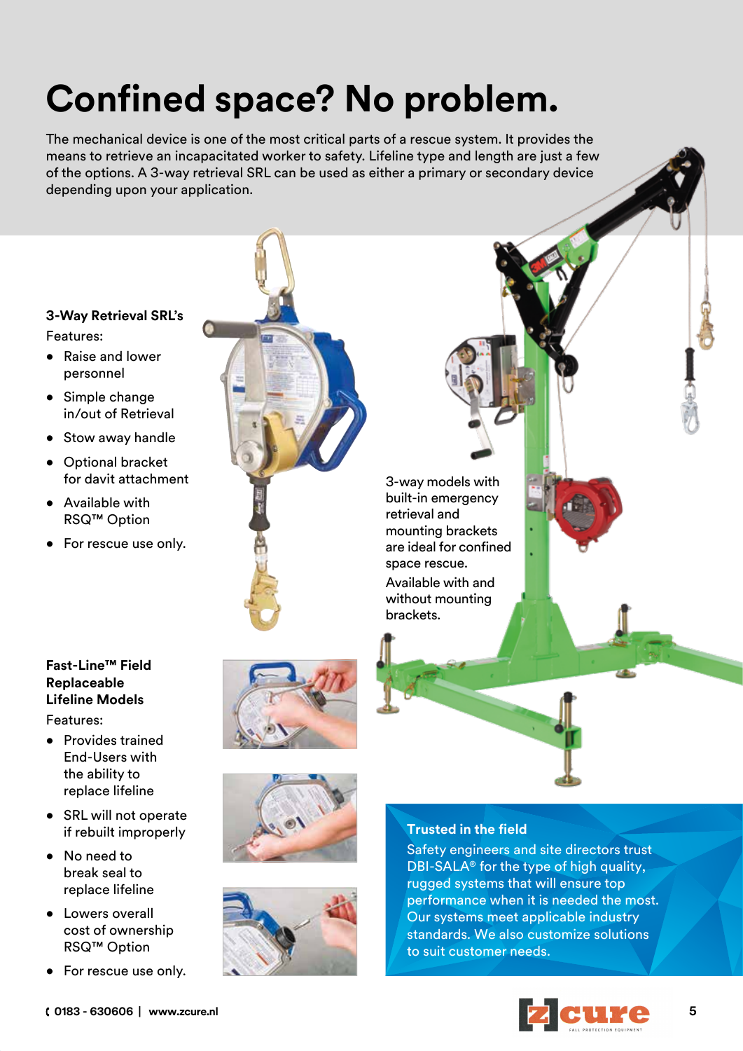# Confined space? No problem.

The mechanical device is one of the most critical parts of a rescue system. It provides the means to retrieve an incapacitated worker to safety. Lifeline type and length are just a few of the options. A 3-way retrieval SRL can be used as either a primary or secondary device depending upon your application.

### 3-Way Retrieval SRL's

Features:

- Raise and lower personnel
- Simple change in/out of Retrieval
- Stow away handle
- Optional bracket for davit attachment
- Available with RSQ™ Option
- For rescue use only.

3-way models with built-in emergency retrieval and mounting brackets are ideal for confined space rescue.

Available with and without mounting brackets.

### Fast-Line™ Field Replaceable Lifeline Models

Features:

- Provides trained End-Users with the ability to replace lifeline
- SRL will not operate if rebuilt improperly
- No need to break seal to replace lifeline
- Lowers overall cost of ownership RSQ™ Option
- For rescue use only.

### Trusted in the field

Safety engineers and site directors trust DBI-SALA® for the type of high quality, rugged systems that will ensure top performance when it is needed the most. Our systems meet applicable industry standards. We also customize solutions to suit customer needs.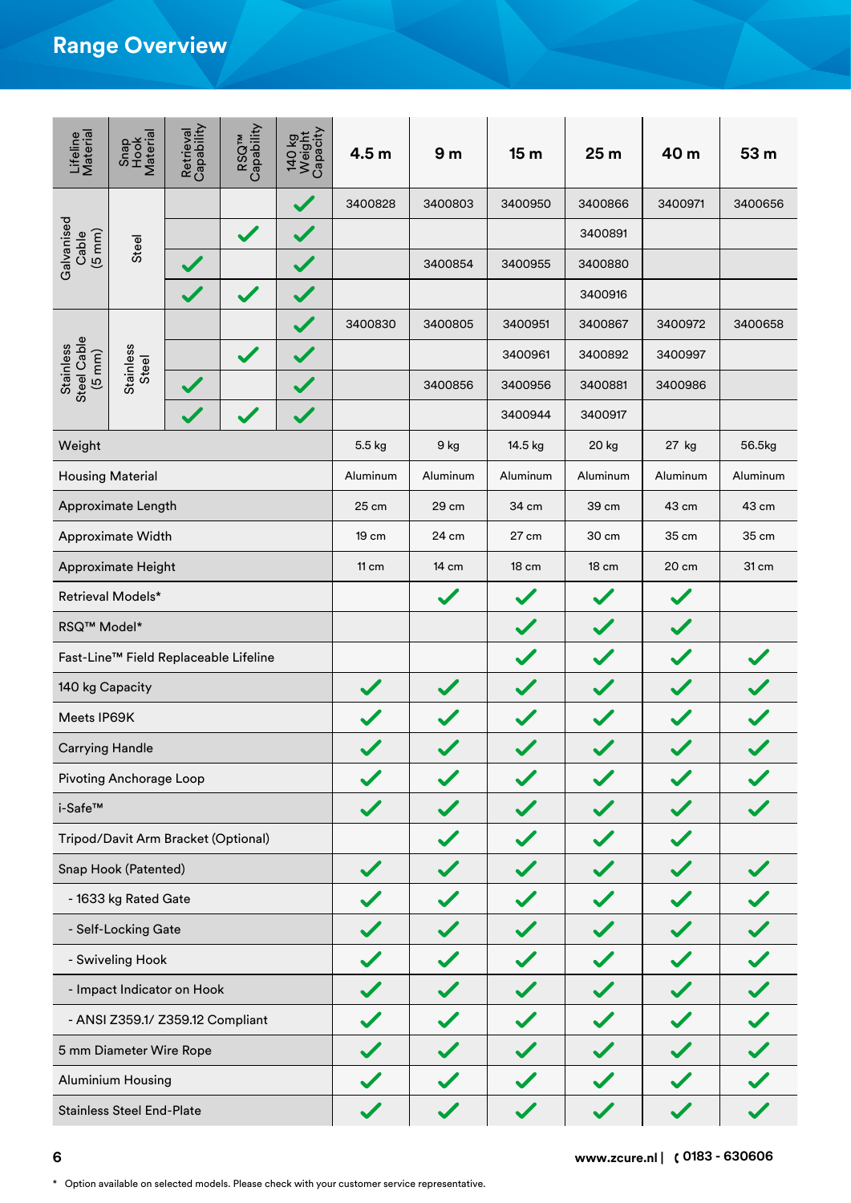# Range Overview

| Lifeline Material | Snap Hook Material | Retrieval Capability | RSQ™ Capability | 140 kg Weight Capacity | 4.5 m | 9 m | 15 m | 25 m | 40 m | 53 m |
|---|---|---|---|---|---|---|---|---|---|---|
| Galvanised Cable (5 mm) | Steel | | | ✓ | 3400828 | 3400803 | 3400950 | 3400866 | 3400971 | 3400656 |
| | | | ✓ | ✓ | | | | 3400891 | | |
| | | ✓ | | ✓ | | 3400854 | 3400955 | 3400880 | | |
| | | ✓ | ✓ | ✓ | | | | 3400916 | | |
| Stainless Steel Cable (5 mm) | Stainless Steel | | | ✓ | 3400830 | 3400805 | 3400951 | 3400867 | 3400972 | 3400658 |
| | | | ✓ | ✓ | | | 3400961 | 3400892 | 3400997 | |
| | | ✓ | | ✓ | | 3400856 | 3400956 | 3400881 | 3400986 | |
| | | ✓ | ✓ | ✓ | | | 3400944 | 3400917 | | |
| Weight | | | | | 5.5 kg | 9 kg | 14.5 kg | 20 kg | 27 kg | 56.5kg |
| Housing Material | | | | | Aluminum | Aluminum | Aluminum | Aluminum | Aluminum | Aluminum |
| Approximate Length | | | | | 25 cm | 29 cm | 34 cm | 39 cm | 43 cm | 43 cm |
| Approximate Width | | | | | 19 cm | 24 cm | 27 cm | 30 cm | 35 cm | 35 cm |
| Approximate Height | | | | | 11 cm | 14 cm | 18 cm | 18 cm | 20 cm | 31 cm |
| Retrieval Models* | | | | | | ✓ | ✓ | ✓ | ✓ | |
| RSQ™ Model* | | | | | | | ✓ | ✓ | ✓ | |
| Fast-Line™ Field Replaceable Lifeline | | | | | | | ✓ | ✓ | ✓ | ✓ |
| 140 kg Capacity | | | | | ✓ | ✓ | ✓ | ✓ | ✓ | ✓ |
| Meets IP69K | | | | | ✓ | ✓ | ✓ | ✓ | ✓ | ✓ |
| Carrying Handle | | | | | ✓ | ✓ | ✓ | ✓ | ✓ | ✓ |
| Pivoting Anchorage Loop | | | | | ✓ | ✓ | ✓ | ✓ | ✓ | ✓ |
| i-Safe™ | | | | | ✓ | ✓ | ✓ | ✓ | ✓ | ✓ |
| Tripod/Davit Arm Bracket (Optional) | | | | | | ✓ | ✓ | ✓ | ✓ | |
| Snap Hook (Patented) | | | | | ✓ | ✓ | ✓ | ✓ | ✓ | ✓ |
| - 1633 kg Rated Gate | | | | | ✓ | ✓ | ✓ | ✓ | ✓ | ✓ |
| - Self-Locking Gate | | | | | ✓ | ✓ | ✓ | ✓ | ✓ | ✓ |
| - Swiveling Hook | | | | | ✓ | ✓ | ✓ | ✓ | ✓ | ✓ |
| - Impact Indicator on Hook | | | | | ✓ | ✓ | ✓ | ✓ | ✓ | ✓ |
| - ANSI Z359.1/ Z359.12 Compliant | | | | | ✓ | ✓ | ✓ | ✓ | ✓ | ✓ |
| 5 mm Diameter Wire Rope | | | | | ✓ | ✓ | ✓ | ✓ | ✓ | ✓ |
| Aluminium Housing | | | | | ✓ | ✓ | ✓ | ✓ | ✓ | ✓ |
| Stainless Steel End-Plate | | | | | ✓ | ✓ | ✓ | ✓ | ✓ | ✓ |

www.zcure.nl | 0183 - 630606

* Option available on selected models. Please check with your customer service representative.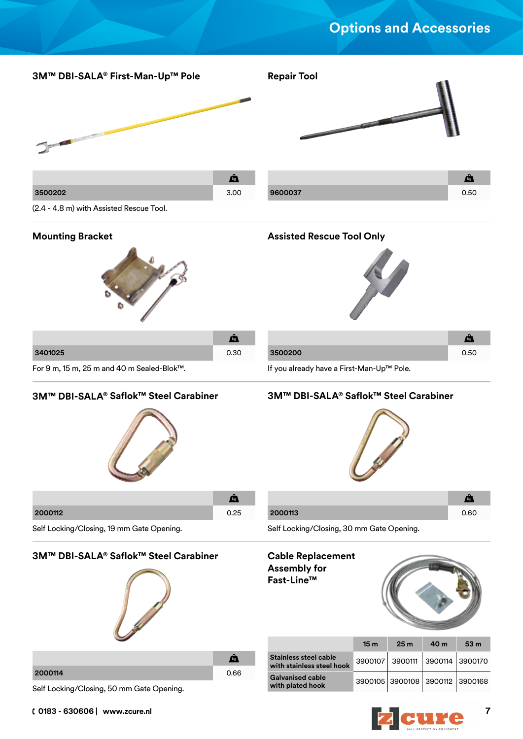# Options and Accessories

## 3M™ DBI-SALA® First-Man-Up™ Pole

| | kg |
|---|---|
| 3500202 | 3.00 |

(2.4 - 4.8 m) with Assisted Rescue Tool.

## Repair Tool

| | kg |
|---|---|
| 9600037 | 0.50 |

## Mounting Bracket

| | kg |
|---|---|
| 3401025 | 0.30 |

For 9 m, 15 m, 25 m and 40 m Sealed-Blok™.

## Assisted Rescue Tool Only

| | kg |
|---|---|
| 3500200 | 0.50 |

If you already have a First-Man-Up™ Pole.

## 3M™ DBI-SALA® Saflok™ Steel Carabiner

| | kg |
|---|---|
| 2000112 | 0.25 |

Self Locking/Closing, 19 mm Gate Opening.

## 3M™ DBI-SALA® Saflok™ Steel Carabiner

| | kg |
|---|---|
| 2000113 | 0.60 |

Self Locking/Closing, 30 mm Gate Opening.

## 3M™ DBI-SALA® Saflok™ Steel Carabiner

| | kg |
|---|---|
| 2000114 | 0.66 |

Self Locking/Closing, 50 mm Gate Opening.

## Cable Replacement Assembly for Fast-Line™

| | 15 m | 25 m | 40 m | 53 m |
|---|---|---|---|---|
| Stainless steel cable with stainless steel hook | 3900107 | 3900111 | 3900114 | 3900170 |
| Galvanised cable with plated hook | 3900105 | 3900108 | 3900112 | 3900168 |

0183 - 630606 | www.zcure.nl